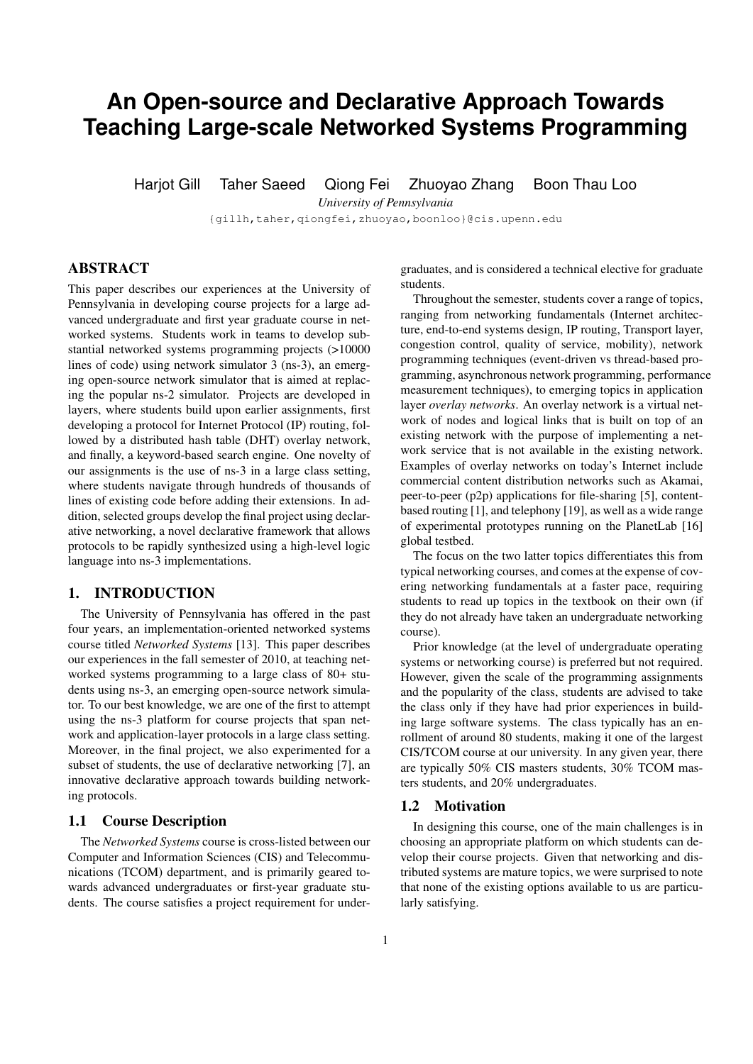# An Open-source and Declarative Approach Towards Teaching Large-scale Networked Systems Programming

Harjot Gill Taher Saeed Qiong Fei Zhuoyao Zhang Boon Thau Loo

*University of Pennsylvania*

{gillh,taher,qiongfei,zhuoyao,boonloo}@cis.upenn.edu

## ABSTRACT

This paper describes our experiences at the University of Pennsylvania in developing course projects for a large advanced undergraduate and first year graduate course in networked systems. Students work in teams to develop substantial networked systems programming projects (>10000 lines of code) using network simulator 3 (ns-3), an emerging open-source network simulator that is aimed at replacing the popular ns-2 simulator. Projects are developed in layers, where students build upon earlier assignments, first developing a protocol for Internet Protocol (IP) routing, followed by a distributed hash table (DHT) overlay network, and finally, a keyword-based search engine. One novelty of our assignments is the use of ns-3 in a large class setting, where students navigate through hundreds of thousands of lines of existing code before adding their extensions. In addition, selected groups develop the final project using declarative networking, a novel declarative framework that allows protocols to be rapidly synthesized using a high-level logic language into ns-3 implementations.

## 1. INTRODUCTION

The University of Pennsylvania has offered in the past four years, an implementation-oriented networked systems course titled *Networked Systems* [13]. This paper describes our experiences in the fall semester of 2010, at teaching networked systems programming to a large class of 80+ students using ns-3, an emerging open-source network simulator. To our best knowledge, we are one of the first to attempt using the ns-3 platform for course projects that span network and application-layer protocols in a large class setting. Moreover, in the final project, we also experimented for a subset of students, the use of declarative networking [7], an innovative declarative approach towards building networking protocols.

### 1.1 Course Description

The *Networked Systems* course is cross-listed between our Computer and Information Sciences (CIS) and Telecommunications (TCOM) department, and is primarily geared towards advanced undergraduates or first-year graduate students. The course satisfies a project requirement for undergraduates, and is considered a technical elective for graduate students.

Throughout the semester, students cover a range of topics, ranging from networking fundamentals (Internet architecture, end-to-end systems design, IP routing, Transport layer, congestion control, quality of service, mobility), network programming techniques (event-driven vs thread-based programming, asynchronous network programming, performance measurement techniques), to emerging topics in application layer *overlay networks*. An overlay network is a virtual network of nodes and logical links that is built on top of an existing network with the purpose of implementing a network service that is not available in the existing network. Examples of overlay networks on today's Internet include commercial content distribution networks such as Akamai, peer-to-peer (p2p) applications for file-sharing [5], content-based routing [1], and telephony [19], as well as a wide range of experimental prototypes running on the PlanetLab [16] global testbed.

The focus on the two latter topics differentiates this from typical networking courses, and comes at the expense of covering networking fundamentals at a faster pace, requiring students to read up topics in the textbook on their own (if they do not already have taken an undergraduate networking course).

Prior knowledge (at the level of undergraduate operating systems or networking course) is preferred but not required. However, given the scale of the programming assignments and the popularity of the class, students are advised to take the class only if they have had prior experiences in building large software systems. The class typically has an enrollment of around 80 students, making it one of the largest CIS/TCOM course at our university. In any given year, there are typically 50% CIS masters students, 30% TCOM masters students, and 20% undergraduates.

### 1.2 Motivation

In designing this course, one of the main challenges is in choosing an appropriate platform on which students can develop their course projects. Given that networking and distributed systems are mature topics, we were surprised to note that none of the existing options available to us are particularly satisfying.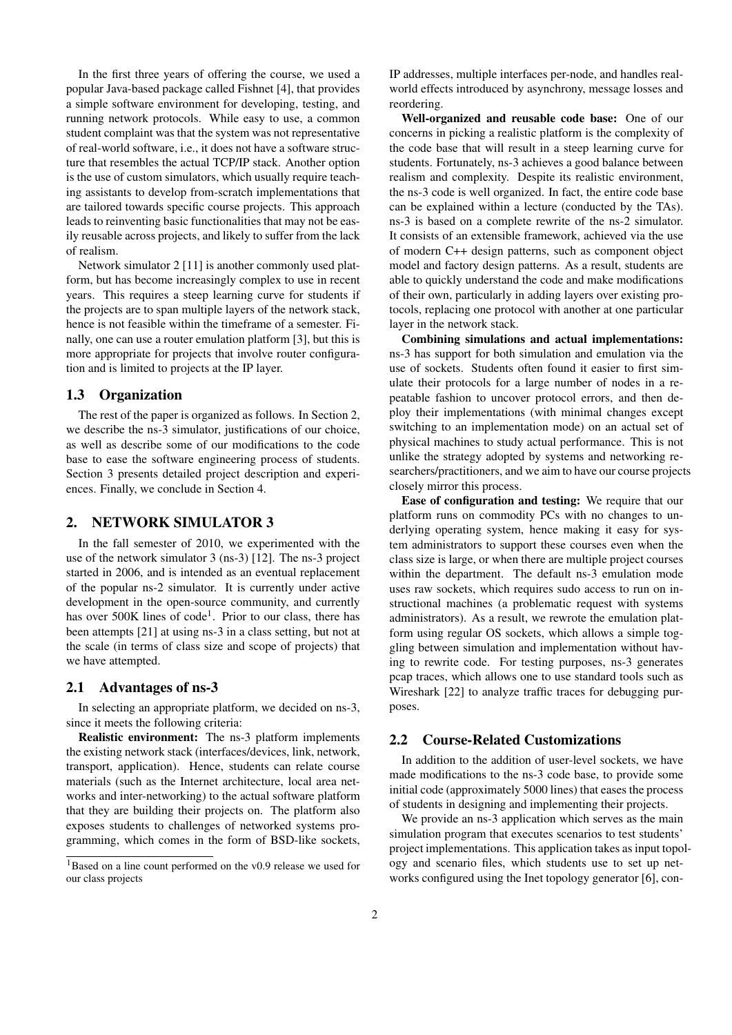In the first three years of offering the course, we used a popular Java-based package called Fishnet [4], that provides a simple software environment for developing, testing, and running network protocols. While easy to use, a common student complaint was that the system was not representative of real-world software, i.e., it does not have a software structure that resembles the actual TCP/IP stack. Another option is the use of custom simulators, which usually require teaching assistants to develop from-scratch implementations that are tailored towards specific course projects. This approach leads to reinventing basic functionalities that may not be easily reusable across projects, and likely to suffer from the lack of realism.

Network simulator 2 [11] is another commonly used platform, but has become increasingly complex to use in recent years. This requires a steep learning curve for students if the projects are to span multiple layers of the network stack, hence is not feasible within the timeframe of a semester. Finally, one can use a router emulation platform [3], but this is more appropriate for projects that involve router configuration and is limited to projects at the IP layer.

### 1.3 Organization

The rest of the paper is organized as follows. In Section 2, we describe the ns-3 simulator, justifications of our choice, as well as describe some of our modifications to the code base to ease the software engineering process of students. Section 3 presents detailed project description and experiences. Finally, we conclude in Section 4.

## 2. NETWORK SIMULATOR 3

In the fall semester of 2010, we experimented with the use of the network simulator 3 (ns-3) [12]. The ns-3 project started in 2006, and is intended as an eventual replacement of the popular ns-2 simulator. It is currently under active development in the open-source community, and currently has over 500K lines of code[1]. Prior to our class, there has been attempts [21] at using ns-3 in a class setting, but not at the scale (in terms of class size and scope of projects) that we have attempted.

### 2.1 Advantages of ns-3

In selecting an appropriate platform, we decided on ns-3, since it meets the following criteria:

**Realistic environment:** The ns-3 platform implements the existing network stack (interfaces/devices, link, network, transport, application). Hence, students can relate course materials (such as the Internet architecture, local area networks and inter-networking) to the actual software platform that they are building their projects on. The platform also exposes students to challenges of networked systems programming, which comes in the form of BSD-like sockets, IP addresses, multiple interfaces per-node, and handles real-world effects introduced by asynchrony, message losses and reordering.

**Well-organized and reusable code base:** One of our concerns in picking a realistic platform is the complexity of the code base that will result in a steep learning curve for students. Fortunately, ns-3 achieves a good balance between realism and complexity. Despite its realistic environment, the ns-3 code is well organized. In fact, the entire code base can be explained within a lecture (conducted by the TAs). ns-3 is based on a complete rewrite of the ns-2 simulator. It consists of an extensible framework, achieved via the use of modern C++ design patterns, such as component object model and factory design patterns. As a result, students are able to quickly understand the code and make modifications of their own, particularly in adding layers over existing protocols, replacing one protocol with another at one particular layer in the network stack.

**Combining simulations and actual implementations:** ns-3 has support for both simulation and emulation via the use of sockets. Students often found it easier to first simulate their protocols for a large number of nodes in a repeatable fashion to uncover protocol errors, and then deploy their implementations (with minimal changes except switching to an implementation mode) on an actual set of physical machines to study actual performance. This is not unlike the strategy adopted by systems and networking researchers/practitioners, and we aim to have our course projects closely mirror this process.

**Ease of configuration and testing:** We require that our platform runs on commodity PCs with no changes to underlying operating system, hence making it easy for system administrators to support these courses even when the class size is large, or when there are multiple project courses within the department. The default ns-3 emulation mode uses raw sockets, which requires sudo access to run on instructional machines (a problematic request with systems administrators). As a result, we rewrote the emulation platform using regular OS sockets, which allows a simple toggling between simulation and implementation without having to rewrite code. For testing purposes, ns-3 generates pcap traces, which allows one to use standard tools such as Wireshark [22] to analyze traffic traces for debugging purposes.

### 2.2 Course-Related Customizations

In addition to the addition of user-level sockets, we have made modifications to the ns-3 code base, to provide some initial code (approximately 5000 lines) that eases the process of students in designing and implementing their projects.

We provide an ns-3 application which serves as the main simulation program that executes scenarios to test students' project implementations. This application takes as input topology and scenario files, which students use to set up networks configured using the Inet topology generator [6], con-

[1] Based on a line count performed on the v0.9 release we used for our class projects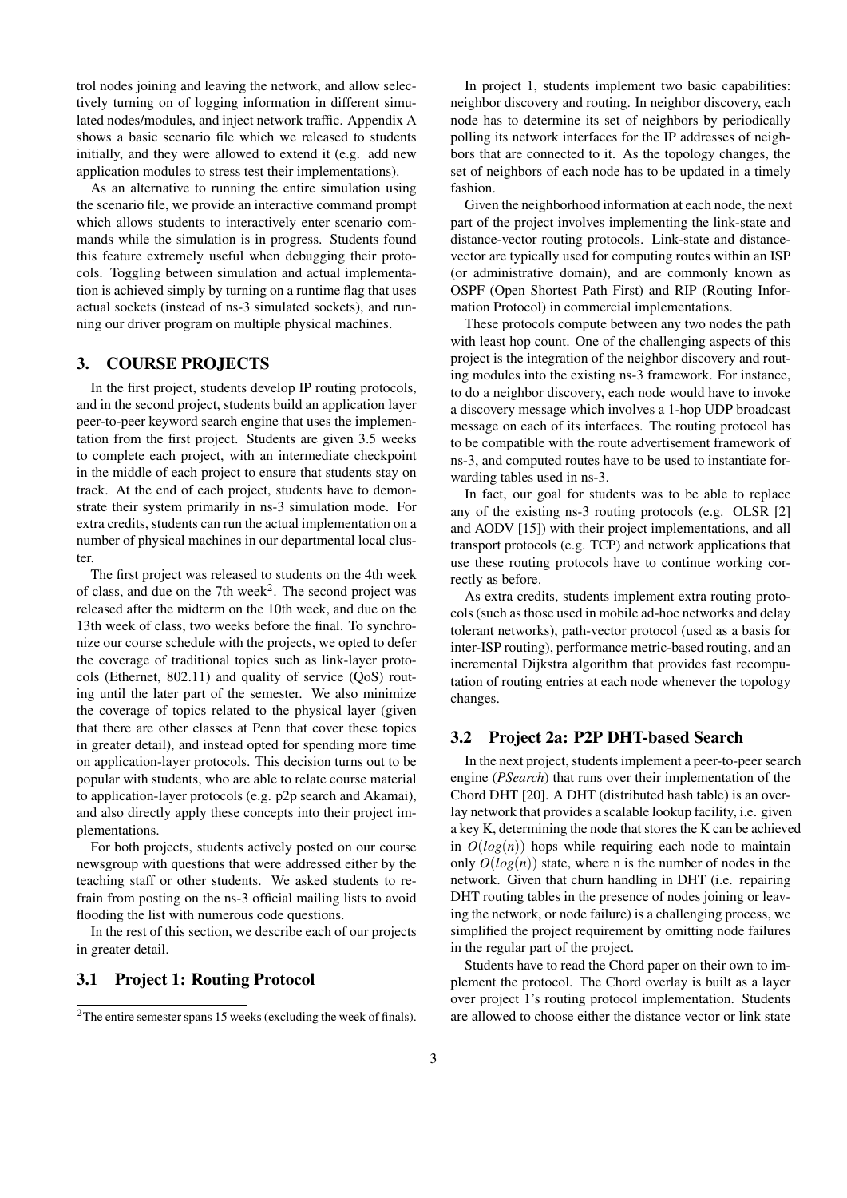trol nodes joining and leaving the network, and allow selectively turning on of logging information in different simulated nodes/modules, and inject network traffic. Appendix A shows a basic scenario file which we released to students initially, and they were allowed to extend it (e.g. add new application modules to stress test their implementations).

As an alternative to running the entire simulation using the scenario file, we provide an interactive command prompt which allows students to interactively enter scenario commands while the simulation is in progress. Students found this feature extremely useful when debugging their protocols. Toggling between simulation and actual implementation is achieved simply by turning on a runtime flag that uses actual sockets (instead of ns-3 simulated sockets), and running our driver program on multiple physical machines.

## 3. COURSE PROJECTS

In the first project, students develop IP routing protocols, and in the second project, students build an application layer peer-to-peer keyword search engine that uses the implementation from the first project. Students are given 3.5 weeks to complete each project, with an intermediate checkpoint in the middle of each project to ensure that students stay on track. At the end of each project, students have to demonstrate their system primarily in ns-3 simulation mode. For extra credits, students can run the actual implementation on a number of physical machines in our departmental local cluster.

The first project was released to students on the 4th week of class, and due on the 7th week[2]. The second project was released after the midterm on the 10th week, and due on the 13th week of class, two weeks before the final. To synchronize our course schedule with the projects, we opted to defer the coverage of traditional topics such as link-layer protocols (Ethernet, 802.11) and quality of service (QoS) routing until the later part of the semester. We also minimize the coverage of topics related to the physical layer (given that there are other classes at Penn that cover these topics in greater detail), and instead opted for spending more time on application-layer protocols. This decision turns out to be popular with students, who are able to relate course material to application-layer protocols (e.g. p2p search and Akamai), and also directly apply these concepts into their project implementations.

For both projects, students actively posted on our course newsgroup with questions that were addressed either by the teaching staff or other students. We asked students to refrain from posting on the ns-3 official mailing lists to avoid flooding the list with numerous code questions.

In the rest of this section, we describe each of our projects in greater detail.

### 3.1 Project 1: Routing Protocol

In project 1, students implement two basic capabilities: neighbor discovery and routing. In neighbor discovery, each node has to determine its set of neighbors by periodically polling its network interfaces for the IP addresses of neighbors that are connected to it. As the topology changes, the set of neighbors of each node has to be updated in a timely fashion.

Given the neighborhood information at each node, the next part of the project involves implementing the link-state and distance-vector routing protocols. Link-state and distance-vector are typically used for computing routes within an ISP (or administrative domain), and are commonly known as OSPF (Open Shortest Path First) and RIP (Routing Information Protocol) in commercial implementations.

These protocols compute between any two nodes the path with least hop count. One of the challenging aspects of this project is the integration of the neighbor discovery and routing modules into the existing ns-3 framework. For instance, to do a neighbor discovery, each node would have to invoke a discovery message which involves a 1-hop UDP broadcast message on each of its interfaces. The routing protocol has to be compatible with the route advertisement framework of ns-3, and computed routes have to be used to instantiate forwarding tables used in ns-3.

In fact, our goal for students was to be able to replace any of the existing ns-3 routing protocols (e.g. OLSR [2] and AODV [15]) with their project implementations, and all transport protocols (e.g. TCP) and network applications that use these routing protocols have to continue working correctly as before.

As extra credits, students implement extra routing protocols (such as those used in mobile ad-hoc networks and delay tolerant networks), path-vector protocol (used as a basis for inter-ISP routing), performance metric-based routing, and an incremental Dijkstra algorithm that provides fast recomputation of routing entries at each node whenever the topology changes.

### 3.2 Project 2a: P2P DHT-based Search

In the next project, students implement a peer-to-peer search engine (*PSearch*) that runs over their implementation of the Chord DHT [20]. A DHT (distributed hash table) is an overlay network that provides a scalable lookup facility, i.e. given a key K, determining the node that stores the K can be achieved in $O(log(n))$ hops while requiring each node to maintain only $O(log(n))$ state, where n is the number of nodes in the network. Given that churn handling in DHT (i.e. repairing DHT routing tables in the presence of nodes joining or leaving the network, or node failure) is a challenging process, we simplified the project requirement by omitting node failures in the regular part of the project.

Students have to read the Chord paper on their own to implement the protocol. The Chord overlay is built as a layer over project 1's routing protocol implementation. Students are allowed to choose either the distance vector or link state

[2] The entire semester spans 15 weeks (excluding the week of finals).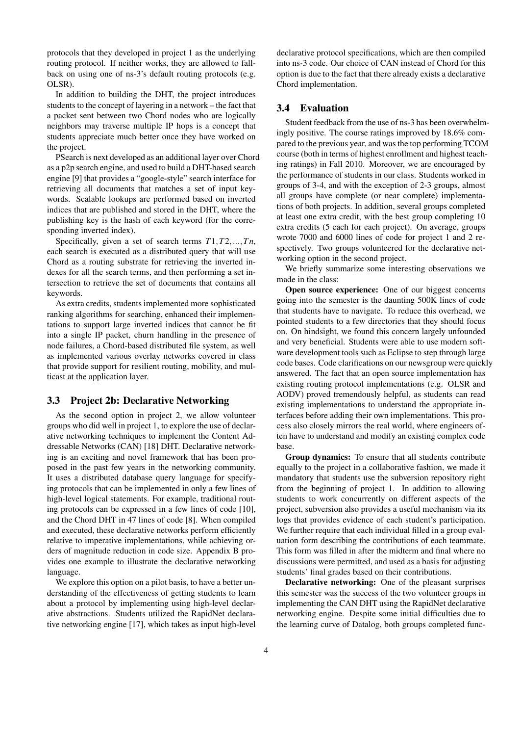protocols that they developed in project 1 as the underlying routing protocol. If neither works, they are allowed to fallback on using one of ns-3's default routing protocols (e.g. OLSR).

In addition to building the DHT, the project introduces students to the concept of layering in a network – the fact that a packet sent between two Chord nodes who are logically neighbors may traverse multiple IP hops is a concept that students appreciate much better once they have worked on the project.

PSearch is next developed as an additional layer over Chord as a p2p search engine, and used to build a DHT-based search engine [9] that provides a "google-style" search interface for retrieving all documents that matches a set of input keywords. Scalable lookups are performed based on inverted indices that are published and stored in the DHT, where the publishing key is the hash of each keyword (for the corresponding inverted index).

Specifically, given a set of search terms $T1, T2, ..., Tn$, each search is executed as a distributed query that will use Chord as a routing substrate for retrieving the inverted indexes for all the search terms, and then performing a set intersection to retrieve the set of documents that contains all keywords.

As extra credits, students implemented more sophisticated ranking algorithms for searching, enhanced their implementations to support large inverted indices that cannot be fit into a single IP packet, churn handling in the presence of node failures, a Chord-based distributed file system, as well as implemented various overlay networks covered in class that provide support for resilient routing, mobility, and multicast at the application layer.

### 3.3 Project 2b: Declarative Networking

As the second option in project 2, we allow volunteer groups who did well in project 1, to explore the use of declarative networking techniques to implement the Content Addressable Networks (CAN) [18] DHT. Declarative networking is an exciting and novel framework that has been proposed in the past few years in the networking community. It uses a distributed database query language for specifying protocols that can be implemented in only a few lines of high-level logical statements. For example, traditional routing protocols can be expressed in a few lines of code [10], and the Chord DHT in 47 lines of code [8]. When compiled and executed, these declarative networks perform efficiently relative to imperative implementations, while achieving orders of magnitude reduction in code size. Appendix B provides one example to illustrate the declarative networking language.

We explore this option on a pilot basis, to have a better understanding of the effectiveness of getting students to learn about a protocol by implementing using high-level declarative abstractions. Students utilized the RapidNet declarative networking engine [17], which takes as input high-level declarative protocol specifications, which are then compiled into ns-3 code. Our choice of CAN instead of Chord for this option is due to the fact that there already exists a declarative Chord implementation.

### 3.4 Evaluation

Student feedback from the use of ns-3 has been overwhelmingly positive. The course ratings improved by 18.6% compared to the previous year, and was the top performing TCOM course (both in terms of highest enrollment and highest teaching ratings) in Fall 2010. Moreover, we are encouraged by the performance of students in our class. Students worked in groups of 3-4, and with the exception of 2-3 groups, almost all groups have complete (or near complete) implementations of both projects. In addition, several groups completed at least one extra credit, with the best group completing 10 extra credits (5 each for each project). On average, groups wrote 7000 and 6000 lines of code for project 1 and 2 respectively. Two groups volunteered for the declarative networking option in the second project.

We briefly summarize some interesting observations we made in the class:

**Open source experience:** One of our biggest concerns going into the semester is the daunting 500K lines of code that students have to navigate. To reduce this overhead, we pointed students to a few directories that they should focus on. On hindsight, we found this concern largely unfounded and very beneficial. Students were able to use modern software development tools such as Eclipse to step through large code bases. Code clarifications on our newsgroup were quickly answered. The fact that an open source implementation has existing routing protocol implementations (e.g. OLSR and AODV) proved tremendously helpful, as students can read existing implementations to understand the appropriate interfaces before adding their own implementations. This process also closely mirrors the real world, where engineers often have to understand and modify an existing complex code base.

**Group dynamics:** To ensure that all students contribute equally to the project in a collaborative fashion, we made it mandatory that students use the subversion repository right from the beginning of project 1. In addition to allowing students to work concurrently on different aspects of the project, subversion also provides a useful mechanism via its logs that provides evidence of each student's participation. We further require that each individual filled in a group evaluation form describing the contributions of each teammate. This form was filled in after the midterm and final where no discussions were permitted, and used as a basis for adjusting students' final grades based on their contributions.

**Declarative networking:** One of the pleasant surprises this semester was the success of the two volunteer groups in implementing the CAN DHT using the RapidNet declarative networking engine. Despite some initial difficulties due to the learning curve of Datalog, both groups completed func-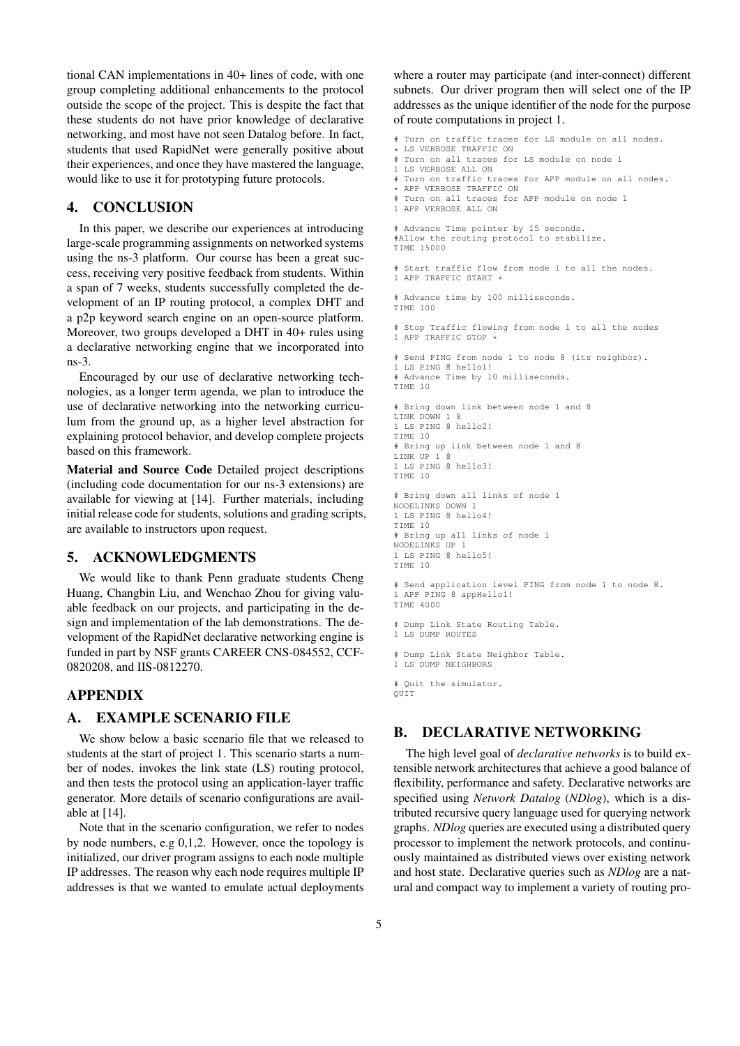tional CAN implementations in 40+ lines of code, with one group completing additional enhancements to the protocol outside the scope of the project. This is despite the fact that these students do not have prior knowledge of declarative networking, and most have not seen Datalog before. In fact, students that used RapidNet were generally positive about their experiences, and once they have mastered the language, would like to use it for prototyping future protocols.

# 4. CONCLUSION

In this paper, we describe our experiences at introducing large-scale programming assignments on networked systems using the ns-3 platform. Our course has been a great success, receiving very positive feedback from students. Within a span of 7 weeks, students successfully completed the development of an IP routing protocol, a complex DHT and a p2p keyword search engine on an open-source platform. Moreover, two groups developed a DHT in 40+ rules using a declarative networking engine that we incorporated into ns-3.

Encouraged by our use of declarative networking technologies, as a longer term agenda, we plan to introduce the use of declarative networking into the networking curriculum from the ground up, as a higher level abstraction for explaining protocol behavior, and develop complete projects based on this framework.

**Material and Source Code** Detailed project descriptions (including code documentation for our ns-3 extensions) are available for viewing at [14]. Further materials, including initial release code for students, solutions and grading scripts, are available to instructors upon request.

# 5. ACKNOWLEDGMENTS

We would like to thank Penn graduate students Cheng Huang, Changbin Liu, and Wenchao Zhou for giving valuable feedback on our projects, and participating in the design and implementation of the lab demonstrations. The development of the RapidNet declarative networking engine is funded in part by NSF grants CAREER CNS-084552, CCF-0820208, and IIS-0812270.

# APPENDIX

# A. EXAMPLE SCENARIO FILE

We show below a basic scenario file that we released to students at the start of project 1. This scenario starts a number of nodes, invokes the link state (LS) routing protocol, and then tests the protocol using an application-layer traffic generator. More details of scenario configurations are available at [14].

Note that in the scenario configuration, we refer to nodes by node numbers, e.g 0,1,2. However, once the topology is initialized, our driver program assigns to each node multiple IP addresses. The reason why each node requires multiple IP addresses is that we wanted to emulate actual deployments where a router may participate (and inter-connect) different subnets. Our driver program then will select one of the IP addresses as the unique identifier of the node for the purpose of route computations in project 1.

```
# Turn on traffic traces for LS module on all nodes.
* LS VERBOSE TRAFFIC ON
# Turn on all traces for LS module on node 1
1 LS VERBOSE ALL ON
# Turn on traffic traces for APP module on all nodes.
* APP VERBOSE TRAFFIC ON
# Turn on all traces for APP module on node 1
1 APP VERBOSE ALL ON

# Advance Time pointer by 15 seconds.
#Allow the routing protocol to stabilize.
TIME 15000

# Start traffic flow from node 1 to all the nodes.
1 APP TRAFFIC START *

# Advance time by 100 milliseconds.
TIME 100

# Stop Traffic flowing from node 1 to all the nodes
1 APP TRAFFIC STOP *

# Send PING from node 1 to node 8 (its neighbor).
1 LS PING 8 hello1!
# Advance Time by 10 milliseconds.
TIME 10

# Bring down link between node 1 and 8
LINK DOWN 1 8
1 LS PING 8 hello2!
TIME 10
# Bring up link between node 1 and 8
LINK UP 1 8
1 LS PING 8 hello3!
TIME 10

# Bring down all links of node 1
NODELINKS DOWN 1
1 LS PING 8 hello4!
TIME 10
# Bring up all links of node 1
NODELINKS UP 1
1 LS PING 8 hello5!
TIME 10

# Send application level PING from node 1 to node 8.
1 APP PING 8 appHello1!
TIME 4000

# Dump Link State Routing Table.
1 LS DUMP ROUTES

# Dump Link State Neighbor Table.
1 LS DUMP NEIGHBORS

# Quit the simulator.
QUIT
```

# B. DECLARATIVE NETWORKING

The high level goal of *declarative networks* is to build extensible network architectures that achieve a good balance of flexibility, performance and safety. Declarative networks are specified using *Network Datalog* (*NDlog*), which is a distributed recursive query language used for querying network graphs. *NDlog* queries are executed using a distributed query processor to implement the network protocols, and continuously maintained as distributed views over existing network and host state. Declarative queries such as *NDlog* are a natural and compact way to implement a variety of routing pro-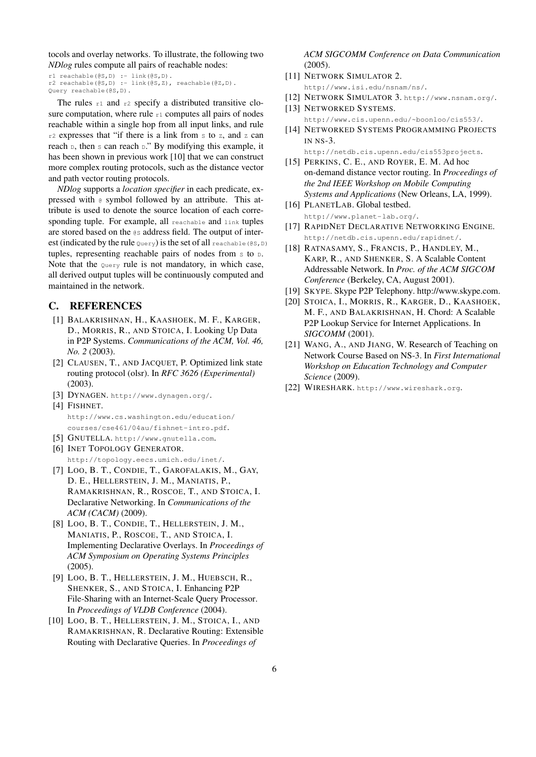tocols and overlay networks. To illustrate, the following two *NDlog* rules compute all pairs of reachable nodes:

```
r1 reachable(@S,D) :- link(@S,D).
r2 reachable(@S,D) :- link(@S,Z), reachable(@Z,D).
Query reachable(@S,D).
```

The rules `r1` and `r2` specify a distributed transitive closure computation, where rule `r1` computes all pairs of nodes reachable within a single hop from all input links, and rule `r2` expresses that "if there is a link from `S` to `Z`, and `Z` can reach `D`, then `S` can reach `D`." By modifying this example, it has been shown in previous work [10] that we can construct more complex routing protocols, such as the distance vector and path vector routing protocols.

*NDlog* supports a *location specifier* in each predicate, expressed with `@` symbol followed by an attribute. This attribute is used to denote the source location of each corresponding tuple. For example, all `reachable` and `link` tuples are stored based on the `@S` address field. The output of interest (indicated by the rule `Query`) is the set of all `reachable(@S,D)` tuples, representing reachable pairs of nodes from `S` to `D`. Note that the `Query` rule is not mandatory, in which case, all derived output tuples will be continuously computed and maintained in the network.

## C. REFERENCES

[1] BALAKRISHNAN, H., KAASHOEK, M. F., KARGER, D., MORRIS, R., AND STOICA, I. Looking Up Data in P2P Systems. *Communications of the ACM, Vol. 46, No. 2* (2003).

[2] CLAUSEN, T., AND JACQUET, P. Optimized link state routing protocol (olsr). In *RFC 3626 (Experimental)* (2003).

[3] DYNAGEN. http://www.dynagen.org/.

[4] FISHNET. http://www.cs.washington.edu/education/courses/cse461/04au/fishnet-intro.pdf.

[5] GNUTELLA. http://www.gnutella.com.

[6] INET TOPOLOGY GENERATOR. http://topology.eecs.umich.edu/inet/.

[7] LOO, B. T., CONDIE, T., GAROFALAKIS, M., GAY, D. E., HELLERSTEIN, J. M., MANIATIS, P., RAMAKRISHNAN, R., ROSCOE, T., AND STOICA, I. Declarative Networking. In *Communications of the ACM (CACM)* (2009).

[8] LOO, B. T., CONDIE, T., HELLERSTEIN, J. M., MANIATIS, P., ROSCOE, T., AND STOICA, I. Implementing Declarative Overlays. In *Proceedings of ACM Symposium on Operating Systems Principles* (2005).

[9] LOO, B. T., HELLERSTEIN, J. M., HUEBSCH, R., SHENKER, S., AND STOICA, I. Enhancing P2P File-Sharing with an Internet-Scale Query Processor. In *Proceedings of VLDB Conference* (2004).

[10] LOO, B. T., HELLERSTEIN, J. M., STOICA, I., AND RAMAKRISHNAN, R. Declarative Routing: Extensible Routing with Declarative Queries. In *Proceedings of ACM SIGCOMM Conference on Data Communication* (2005).

[11] NETWORK SIMULATOR 2. http://www.isi.edu/nsnam/ns/.

[12] NETWORK SIMULATOR 3. http://www.nsnam.org/.

[13] NETWORKED SYSTEMS. http://www.cis.upenn.edu/~boonloo/cis553/.

[14] NETWORKED SYSTEMS PROGRAMMING PROJECTS IN NS-3. http://netdb.cis.upenn.edu/cis553projects.

[15] PERKINS, C. E., AND ROYER, E. M. Ad hoc on-demand distance vector routing. In *Proceedings of the 2nd IEEE Workshop on Mobile Computing Systems and Applications* (New Orleans, LA, 1999).

[16] PLANETLAB. Global testbed. http://www.planet-lab.org/.

[17] RAPIDNET DECLARATIVE NETWORKING ENGINE. http://netdb.cis.upenn.edu/rapidnet/.

[18] RATNASAMY, S., FRANCIS, P., HANDLEY, M., KARP, R., AND SHENKER, S. A Scalable Content Addressable Network. In *Proc. of the ACM SIGCOM Conference* (Berkeley, CA, August 2001).

[19] SKYPE. Skype P2P Telephony. http://www.skype.com.

[20] STOICA, I., MORRIS, R., KARGER, D., KAASHOEK, M. F., AND BALAKRISHNAN, H. Chord: A Scalable P2P Lookup Service for Internet Applications. In *SIGCOMM* (2001).

[21] WANG, A., AND JIANG, W. Research of Teaching on Network Course Based on NS-3. In *First International Workshop on Education Technology and Computer Science* (2009).

[22] WIRESHARK. http://www.wireshark.org.